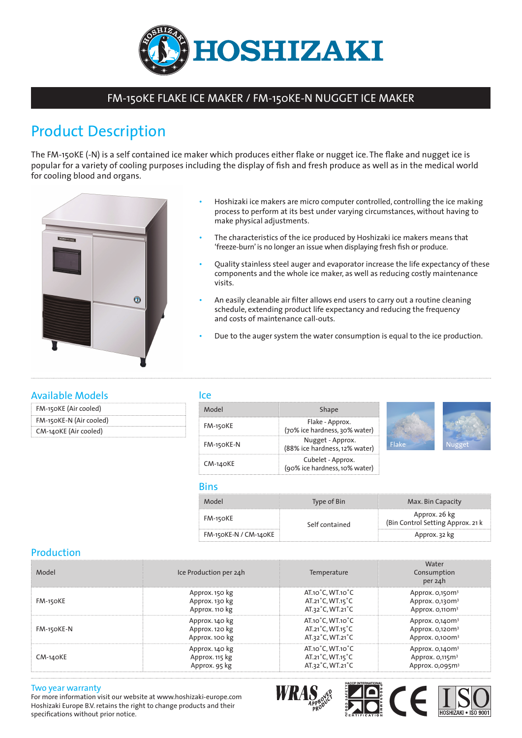# HOSHIZAKI

## FM-150KE FLAKE ICE MAKER / FM-150KE-N NUGGET ICE MAKER

## Product Description

The FM-150KE (-N) is a self contained ice maker which produces either flake or nugget ice. The flake and nugget ice is popular for a variety of cooling purposes including the display of fish and fresh produce as well as in the medical world for cooling blood and organs.

- Hoshizaki ice makers are micro computer controlled, controlling the ice making process to perform at its best under varying circumstances, without having to make physical adjustments.
- The characteristics of the ice produced by Hoshizaki ice makers means that 'freeze-burn' is no longer an issue when displaying fresh fish or produce.
- Quality stainless steel auger and evaporator increase the life expectancy of these components and the whole ice maker, as well as reducing costly maintenance visits.
- An easily cleanable air filter allows end users to carry out a routine cleaning schedule, extending product life expectancy and reducing the frequency and costs of maintenance call-outs.
- Due to the auger system the water consumption is equal to the ice production.

## Available Models

| |
|---|
| FM-150KE (Air cooled) |
| FM-150KE-N (Air cooled) |
| CM-140KE (Air cooled) |

## Ice

| Model | Shape |
|---|---|
| FM-150KE | Flake - Approx. (70% ice hardness, 30% water) |
| FM-150KE-N | Nugget - Approx. (88% ice hardness, 12% water) |
| CM-140KE | Cubelet - Approx. (90% ice hardness, 10% water) |

Flake

Nugget

## Bins

| Model | Type of Bin | Max. Bin Capacity |
|---|---|---|
| FM-150KE | Self contained | Approx. 26 kg (Bin Control Setting Approx. 21 k |
| FM-150KE-N / CM-140KE | | Approx. 32 kg |

## Production

| Model | Ice Production per 24h | Temperature | Water Consumption per 24h |
|---|---|---|---|
| FM-150KE | Approx. 150 kg<br>Approx. 130 kg<br>Approx. 110 kg | AT.10°C, WT.10°C<br>AT.21°C, WT.15°C<br>AT.32°C, WT.21°C | Approx. 0,150m³<br>Approx. 0,130m³<br>Approx. 0,110m³ |
| FM-150KE-N | Approx. 140 kg<br>Approx. 120 kg<br>Approx. 100 kg | AT.10°C, WT.10°C<br>AT.21°C, WT.15°C<br>AT.32°C, WT.21°C | Approx. 0,140m³<br>Approx. 0,120m³<br>Approx. 0,100m³ |
| CM-140KE | Approx. 140 kg<br>Approx. 115 kg<br>Approx. 95 kg | AT.10°C, WT.10°C<br>AT.21°C, WT.15°C<br>AT.32°C, WT.21°C | Approx. 0,140m³<br>Approx. 0,115m³<br>Approx. 0,095m³ |

## Two year warranty

For more information visit our website at www.hoshizaki-europe.com
Hoshizaki Europe B.V. retains the right to change products and their specifications without prior notice.

WRAS APPROVED PRODUCT · HACCP INTERNATIONAL FOOD SAFETY CERTIFICATION PROGRAMME · CE · ISO HOSHIZAKI • ISO 9001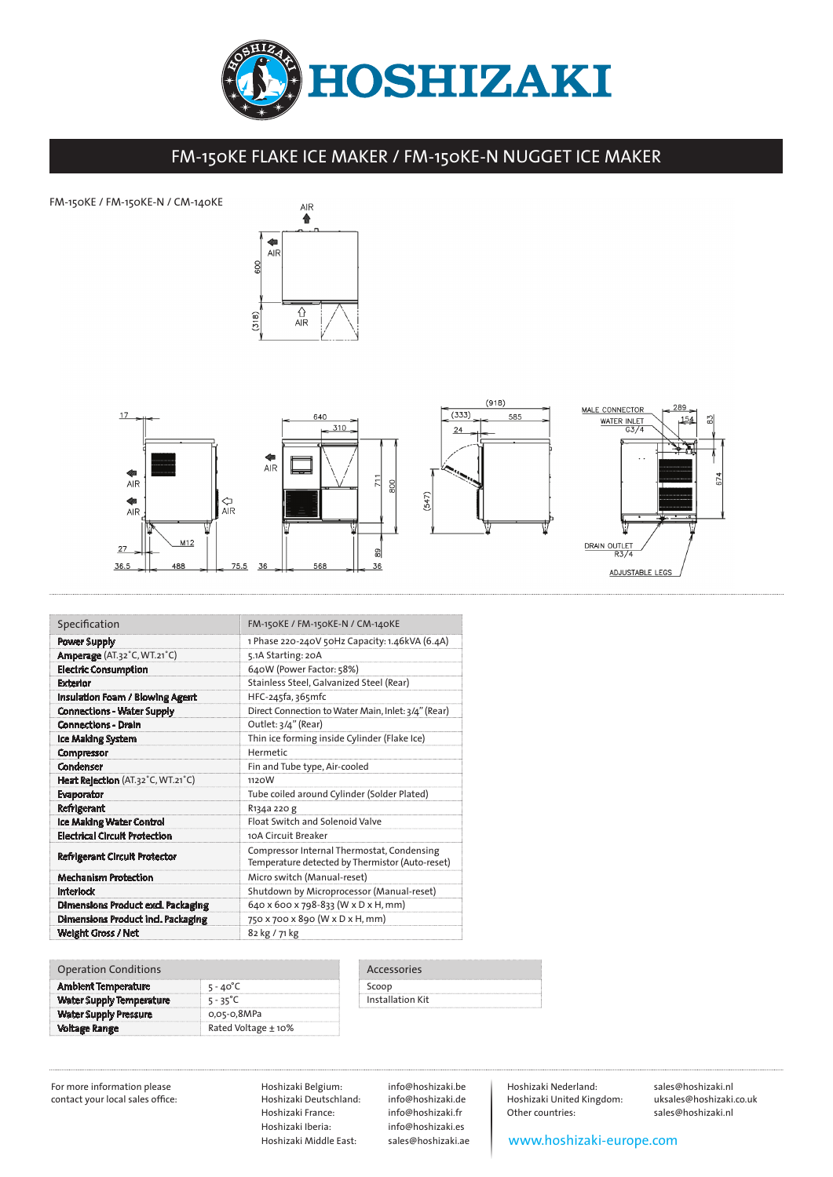# FM-150KE FLAKE ICE MAKER / FM-150KE-N NUGGET ICE MAKER

FM-150KE / FM-150KE-N / CM-140KE

AIR
AIR
600
AIR
(318)

17
AIR
AIR
AIR
27
M12
36.5
488
75.5

640
310
AIR
711
800
89
36
568
36

(918)
(333)
585
24
(547)

MALE CONNECTOR
WATER INLET
G3/4
289
154
83
674
DRAIN OUTLET
R3/4
ADJUSTABLE LEGS

| Specification | FM-150KE / FM-150KE-N / CM-140KE |
|---|---|
| **Power Supply** | 1 Phase 220-240V 50Hz Capacity: 1.46kVA (6.4A) |
| **Amperage** (AT.32˚C, WT.21˚C) | 5.1A Starting: 20A |
| **Electric Consumption** | 640W (Power Factor: 58%) |
| **Exterior** | Stainless Steel, Galvanized Steel (Rear) |
| **Insulation Foam / Blowing Agent** | HFC-245fa, 365mfc |
| **Connections - Water Supply** | Direct Connection to Water Main, Inlet: 3/4" (Rear) |
| **Connections - Drain** | Outlet: 3/4" (Rear) |
| **Ice Making System** | Thin ice forming inside Cylinder (Flake Ice) |
| **Compressor** | Hermetic |
| **Condenser** | Fin and Tube type, Air-cooled |
| **Heat Rejection** (AT.32˚C, WT.21˚C) | 1120W |
| **Evaporator** | Tube coiled around Cylinder (Solder Plated) |
| **Refrigerant** | R134a 220 g |
| **Ice Making Water Control** | Float Switch and Solenoid Valve |
| **Electrical Circuit Protection** | 10A Circuit Breaker |
| **Refrigerant Circuit Protector** | Compressor Internal Thermostat, Condensing Temperature detected by Thermistor (Auto-reset) |
| **Mechanism Protection** | Micro switch (Manual-reset) |
| **Interlock** | Shutdown by Microprocessor (Manual-reset) |
| **Dimensions Product excl. Packaging** | 640 x 600 x 798-833 (W x D x H, mm) |
| **Dimensions Product incl. Packaging** | 750 x 700 x 890 (W x D x H, mm) |
| **Weight Gross / Net** | 82 kg / 71 kg |

| Operation Conditions | |
|---|---|
| **Ambient Temperature** | 5 - 40˚C |
| **Water Supply Temperature** | 5 - 35˚C |
| **Water Supply Pressure** | 0,05-0,8MPa |
| **Voltage Range** | Rated Voltage ± 10% |

| Accessories |
|---|
| Scoop |
| Installation Kit |

For more information please contact your local sales office:

Hoshizaki Belgium: info@hoshizaki.be
Hoshizaki Deutschland: info@hoshizaki.de
Hoshizaki France: info@hoshizaki.fr
Hoshizaki Iberia: info@hoshizaki.es
Hoshizaki Middle East: sales@hoshizaki.ae

Hoshizaki Nederland: sales@hoshizaki.nl
Hoshizaki United Kingdom: uksales@hoshizaki.co.uk
Other countries: sales@hoshizaki.nl

www.hoshizaki-europe.com